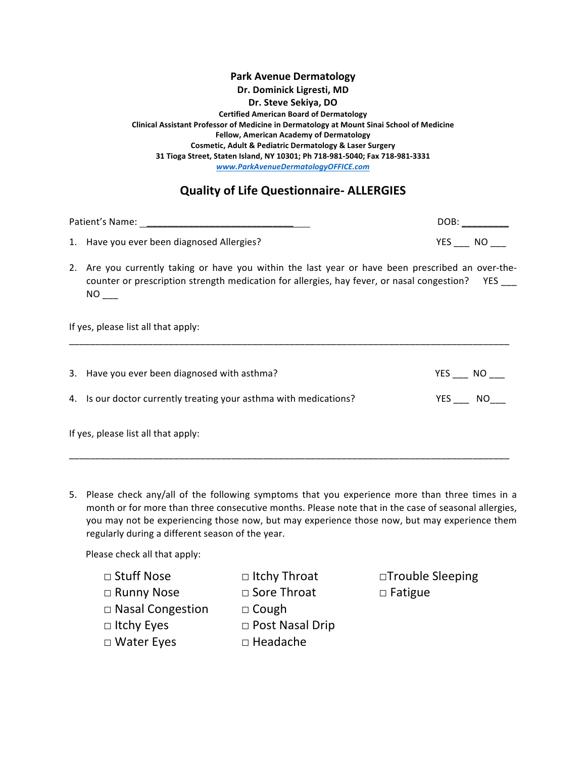**Park Avenue Dermatology**
**Dr. Dominick Ligresti, MD**
**Dr. Steve Sekiya, DO**
**Certified American Board of Dermatology**
**Clinical Assistant Professor of Medicine in Dermatology at Mount Sinai School of Medicine**
**Fellow, American Academy of Dermatology**
**Cosmetic, Adult & Pediatric Dermatology & Laser Surgery**
**31 Tioga Street, Staten Island, NY 10301; Ph 718-981-5040; Fax 718-981-3331**
***www.ParkAvenueDermatologyOFFICE.com***

## Quality of Life Questionnaire- ALLERGIES

Patient's Name: ______________________________ DOB: _________

1. Have you ever been diagnosed Allergies? YES ___ NO ___

2. Are you currently taking or have you within the last year or have been prescribed an over-the-counter or prescription strength medication for allergies, hay fever, or nasal congestion? YES ___ NO ___

If yes, please list all that apply:

_______________________________________________________________________________

3. Have you ever been diagnosed with asthma? YES ___ NO ___

4. Is our doctor currently treating your asthma with medications? YES ___ NO___

If yes, please list all that apply:

_______________________________________________________________________________

5. Please check any/all of the following symptoms that you experience more than three times in a month or for more than three consecutive months. Please note that in the case of seasonal allergies, you may not be experiencing those now, but may experience those now, but may experience them regularly during a different season of the year.

   Please check all that apply:

   - □ Stuff Nose
   - □ Runny Nose
   - □ Nasal Congestion
   - □ Itchy Eyes
   - □ Water Eyes
   - □ Itchy Throat
   - □ Sore Throat
   - □ Cough
   - □ Post Nasal Drip
   - □ Headache
   - □ Trouble Sleeping
   - □ Fatigue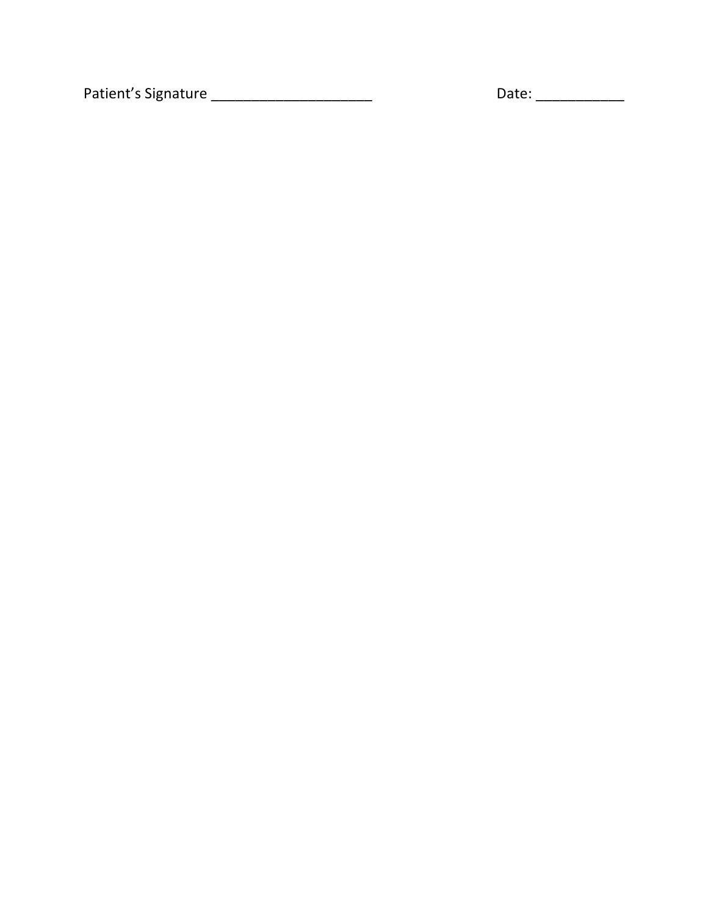Patient's Signature ____________________ Date: ___________